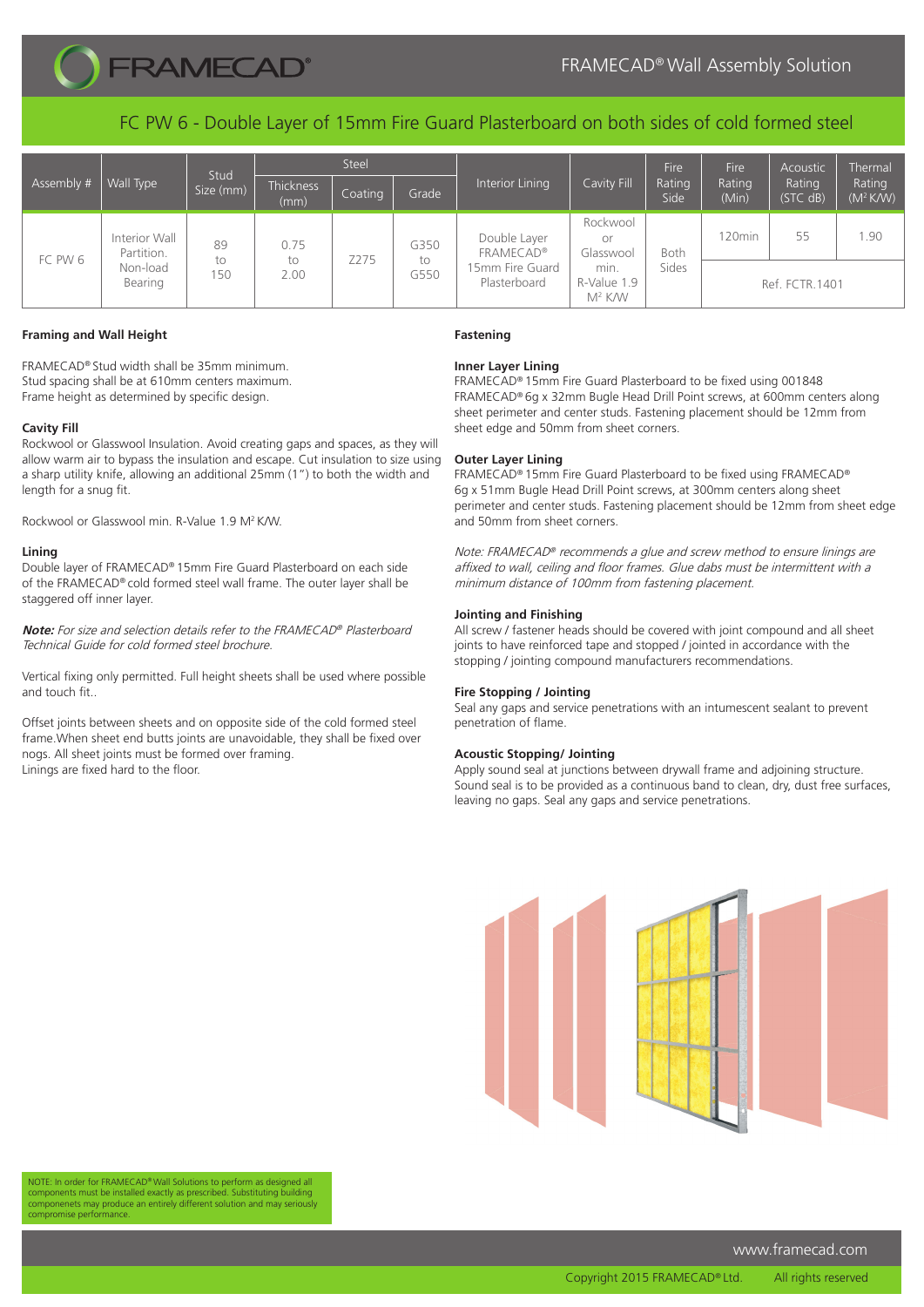# FRAMECAD® Wall Assembly Solution

## FC PW 6 - Double Layer of 15mm Fire Guard Plasterboard on both sides of cold formed steel

| Assembly # | Wall Type | Stud Size (mm) | Steel | | | Interior Lining | Cavity Fill | Fire Rating Side | Fire Rating (Min) | Acoustic Rating (STC dB) | Thermal Rating ($M^2$ K/W) |
|---|---|---|---|---|---|---|---|---|---|---|---|
| | | | Thickness (mm) | Coating | Grade | | | | | | |
| FC PW 6 | Interior Wall Partition. Non-load Bearing | 89 to 150 | 0.75 to 2.00 | Z275 | G350 to G550 | Double Layer FRAMECAD® 15mm Fire Guard Plasterboard | Rockwool or Glasswool min. R-Value 1.9 $M^2$ K/W | Both Sides | 120min | 55 | 1.90 |
| | | | | | | | | | Ref. FCTR.1401 | | |

### Framing and Wall Height

FRAMECAD® Stud width shall be 35mm minimum.
Stud spacing shall be at 610mm centers maximum.
Frame height as determined by specific design.

### Cavity Fill

Rockwool or Glasswool Insulation. Avoid creating gaps and spaces, as they will allow warm air to bypass the insulation and escape. Cut insulation to size using a sharp utility knife, allowing an additional 25mm (1") to both the width and length for a snug fit.

Rockwool or Glasswool min. R-Value 1.9 $M^2$ K/W.

### Lining

Double layer of FRAMECAD® 15mm Fire Guard Plasterboard on each side of the FRAMECAD® cold formed steel wall frame. The outer layer shall be staggered off inner layer.

***Note:*** *For size and selection details refer to the FRAMECAD® Plasterboard Technical Guide for cold formed steel brochure.*

Vertical fixing only permitted. Full height sheets shall be used where possible and touch fit..

Offset joints between sheets and on opposite side of the cold formed steel frame.When sheet end butts joints are unavoidable, they shall be fixed over nogs. All sheet joints must be formed over framing.
Linings are fixed hard to the floor.

### Fastening

**Inner Layer Lining**
FRAMECAD® 15mm Fire Guard Plasterboard to be fixed using 001848 FRAMECAD® 6g x 32mm Bugle Head Drill Point screws, at 600mm centers along sheet perimeter and center studs. Fastening placement should be 12mm from sheet edge and 50mm from sheet corners.

**Outer Layer Lining**
FRAMECAD® 15mm Fire Guard Plasterboard to be fixed using FRAMECAD® 6g x 51mm Bugle Head Drill Point screws, at 300mm centers along sheet perimeter and center studs. Fastening placement should be 12mm from sheet edge and 50mm from sheet corners.

*Note: FRAMECAD® recommends a glue and screw method to ensure linings are affixed to wall, ceiling and floor frames. Glue dabs must be intermittent with a minimum distance of 100mm from fastening placement.*

### Jointing and Finishing

All screw / fastener heads should be covered with joint compound and all sheet joints to have reinforced tape and stopped / jointed in accordance with the stopping / jointing compound manufacturers recommendations.

### Fire Stopping / Jointing

Seal any gaps and service penetrations with an intumescent sealant to prevent penetration of flame.

### Acoustic Stopping/ Jointing

Apply sound seal at junctions between drywall frame and adjoining structure. Sound seal is to be provided as a continuous band to clean, dry, dust free surfaces, leaving no gaps. Seal any gaps and service penetrations.

NOTE: In order for FRAMECAD® Wall Solutions to perform as designed all components must be installed exactly as prescribed. Substituting building componenets may produce an entirely different solution and may seriously compromise performance.

www.framecad.com

Copyright 2015 FRAMECAD® Ltd. All rights reserved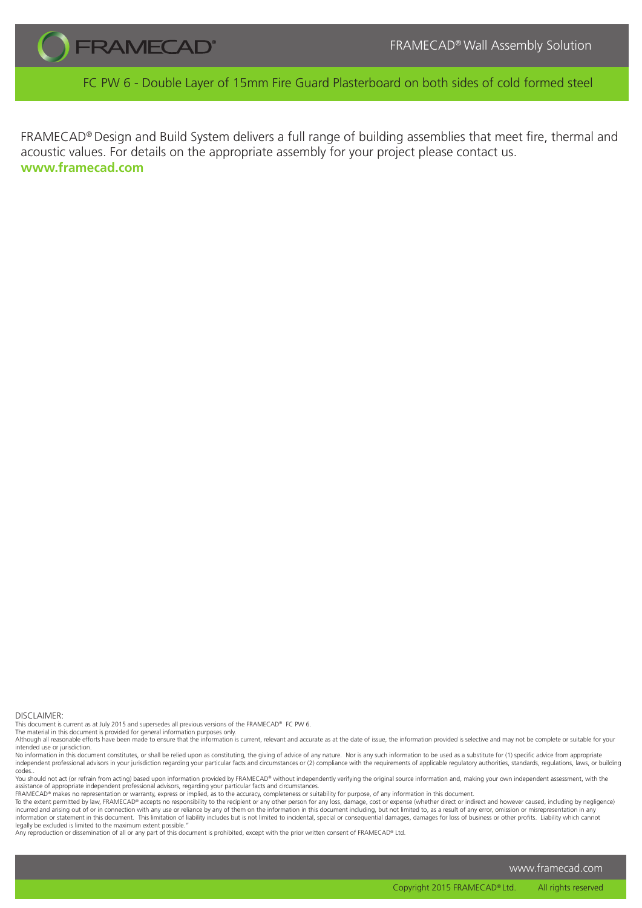FC PW 6 - Double Layer of 15mm Fire Guard Plasterboard on both sides of cold formed steel

FRAMECAD® Design and Build System delivers a full range of building assemblies that meet fire, thermal and acoustic values. For details on the appropriate assembly for your project please contact us.
**www.framecad.com**

DISCLAIMER:
This document is current as at July 2015 and supersedes all previous versions of the FRAMECAD® FC PW 6.
The material in this document is provided for general information purposes only.
Although all reasonable efforts have been made to ensure that the information is current, relevant and accurate as at the date of issue, the information provided is selective and may not be complete or suitable for your intended use or jurisdiction.
No information in this document constitutes, or shall be relied upon as constituting, the giving of advice of any nature. Nor is any such information to be used as a substitute for (1) specific advice from appropriate independent professional advisors in your jurisdiction regarding your particular facts and circumstances or (2) compliance with the requirements of applicable regulatory authorities, standards, regulations, laws, or building codes..
You should not act (or refrain from acting) based upon information provided by FRAMECAD® without independently verifying the original source information and, making your own independent assessment, with the assistance of appropriate independent professional advisors, regarding your particular facts and circumstances.
FRAMECAD® makes no representation or warranty, express or implied, as to the accuracy, completeness or suitability for purpose, of any information in this document.
To the extent permitted by law, FRAMECAD® accepts no responsibility to the recipient or any other person for any loss, damage, cost or expense (whether direct or indirect and however caused, including by negligence) incurred and arising out of or in connection with any use or reliance by any of them on the information in this document including, but not limited to, as a result of any error, omission or misrepresentation in any information or statement in this document. This limitation of liability includes but is not limited to incidental, special or consequential damages, damages for loss of business or other profits. Liability which cannot legally be excluded is limited to the maximum extent possible."
Any reproduction or dissemination of all or any part of this document is prohibited, except with the prior written consent of FRAMECAD® Ltd.